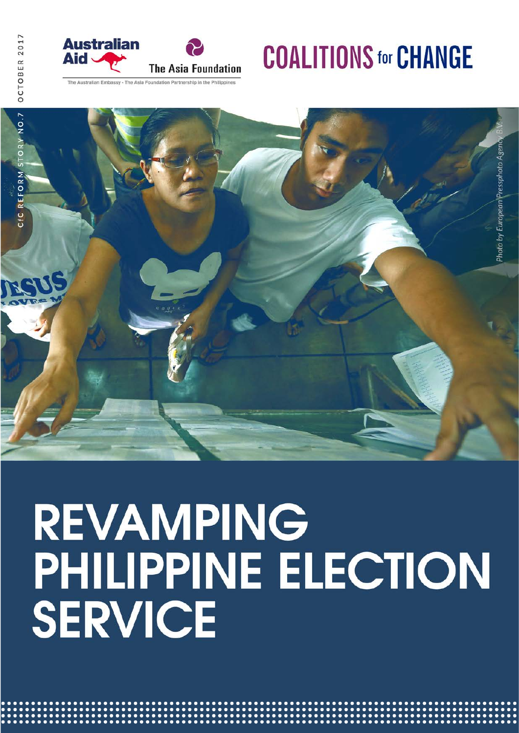OCTOBER 2017

CfC REFORM STORY NO.7

Australian Aid

The Asia Foundation

The Australian Embassy - The Asia Foundation Partnership in the Philippines

# COALITIONS for CHANGE

*Photo by European Pressphoto Agency B.V.*

# REVAMPING PHILIPPINE ELECTION SERVICE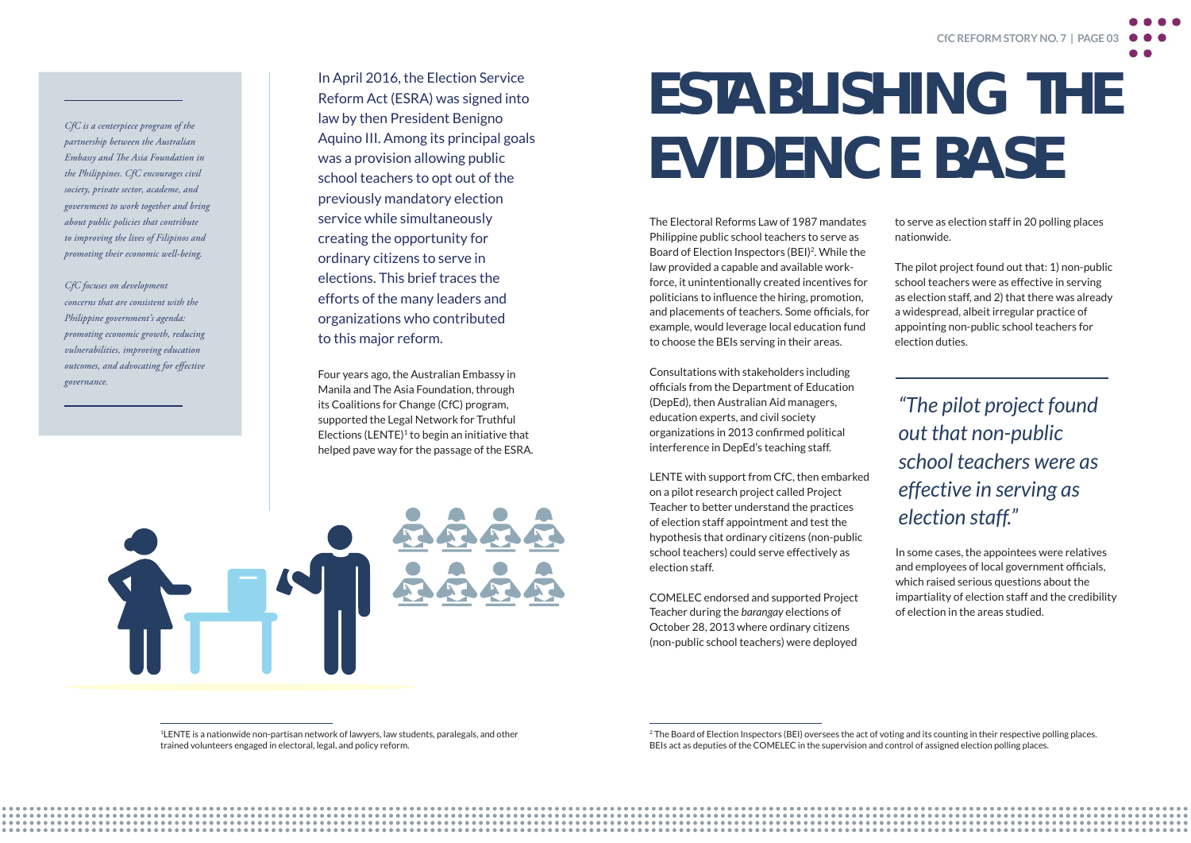*CfC is a centerpiece program of the partnership between the Australian Embassy and The Asia Foundation in the Philippines. CfC encourages civil society, private sector, academe, and government to work together and bring about public policies that contribute to improving the lives of Filipinos and promoting their economic well-being.*

*CfC focuses on development concerns that are consistent with the Philippine government's agenda: promoting economic growth, reducing vulnerabilities, improving education outcomes, and advocating for effective governance.*

In April 2016, the Election Service Reform Act (ESRA) was signed into law by then President Benigno Aquino III. Among its principal goals was a provision allowing public school teachers to opt out of the previously mandatory election service while simultaneously creating the opportunity for ordinary citizens to serve in elections. This brief traces the efforts of the many leaders and organizations who contributed to this major reform.

Four years ago, the Australian Embassy in Manila and The Asia Foundation, through its Coalitions for Change (CfC) program, supported the Legal Network for Truthful Elections (LENTE)[1] to begin an initiative that helped pave way for the passage of the ESRA.

# ESTABLISHING THE EVIDENCE BASE

The Electoral Reforms Law of 1987 mandates Philippine public school teachers to serve as Board of Election Inspectors (BEI)[2]. While the law provided a capable and available work-force, it unintentionally created incentives for politicians to influence the hiring, promotion, and placements of teachers. Some officials, for example, would leverage local education fund to choose the BEIs serving in their areas.

Consultations with stakeholders including officials from the Department of Education (DepEd), then Australian Aid managers, education experts, and civil society organizations in 2013 confirmed political interference in DepEd's teaching staff.

LENTE with support from CfC, then embarked on a pilot research project called Project Teacher to better understand the practices of election staff appointment and test the hypothesis that ordinary citizens (non-public school teachers) could serve effectively as election staff.

COMELEC endorsed and supported Project Teacher during the *barangay* elections of October 28, 2013 where ordinary citizens (non-public school teachers) were deployed to serve as election staff in 20 polling places nationwide.

The pilot project found out that: 1) non-public school teachers were as effective in serving as election staff, and 2) that there was already a widespread, albeit irregular practice of appointing non-public school teachers for election duties.

> *"The pilot project found out that non-public school teachers were as effective in serving as election staff."*

In some cases, the appointees were relatives and employees of local government officials, which raised serious questions about the impartiality of election staff and the credibility of election in the areas studied.

[1] LENTE is a nationwide non-partisan network of lawyers, law students, paralegals, and other trained volunteers engaged in electoral, legal, and policy reform.

[2] The Board of Election Inspectors (BEI) oversees the act of voting and its counting in their respective polling places. BEIs act as deputies of the COMELEC in the supervision and control of assigned election polling places.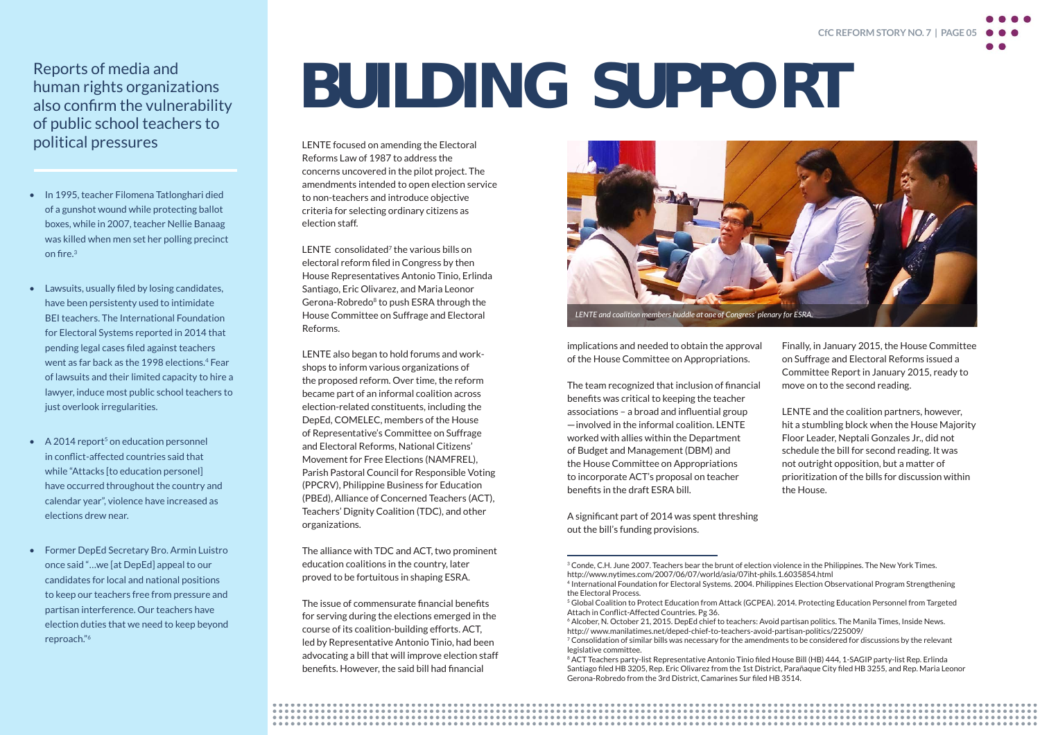Reports of media and human rights organizations also confirm the vulnerability of public school teachers to political pressures

- In 1995, teacher Filomena Tatlonghari died of a gunshot wound while protecting ballot boxes, while in 2007, teacher Nellie Banaag was killed when men set her polling precinct on fire.[3]
- Lawsuits, usually filed by losing candidates, have been persistenty used to intimidate BEI teachers. The International Foundation for Electoral Systems reported in 2014 that pending legal cases filed against teachers went as far back as the 1998 elections.[4] Fear of lawsuits and their limited capacity to hire a lawyer, induce most public school teachers to just overlook irregularities.
- A 2014 report[5] on education personnel in conflict-affected countries said that while "Attacks [to education personnel] have occurred throughout the country and calendar year", violence have increased as elections drew near.
- Former DepEd Secretary Bro. Armin Luistro once said "…we [at DepEd] appeal to our candidates for local and national positions to keep our teachers free from pressure and partisan interference. Our teachers have election duties that we need to keep beyond reproach."[6]

# BUILDING SUPPORT

LENTE focused on amending the Electoral Reforms Law of 1987 to address the concerns uncovered in the pilot project. The amendments intended to open election service to non-teachers and introduce objective criteria for selecting ordinary citizens as election staff.

LENTE consolidated[7] the various bills on electoral reform filed in Congress by then House Representatives Antonio Tinio, Erlinda Santiago, Eric Olivarez, and Maria Leonor Gerona-Robredo[8] to push ESRA through the House Committee on Suffrage and Electoral Reforms.

LENTE also began to hold forums and workshops to inform various organizations of the proposed reform. Over time, the reform became part of an informal coalition across election-related constituents, including the DepEd, COMELEC, members of the House of Representative's Committee on Suffrage and Electoral Reforms, National Citizens' Movement for Free Elections (NAMFREL), Parish Pastoral Council for Responsible Voting (PPCRV), Philippine Business for Education (PBEd), Alliance of Concerned Teachers (ACT), Teachers' Dignity Coalition (TDC), and other organizations.

The alliance with TDC and ACT, two prominent education coalitions in the country, later proved to be fortuitous in shaping ESRA.

The issue of commensurate financial benefits for serving during the elections emerged in the course of its coalition-building efforts. ACT, led by Representative Antonio Tinio, had been advocating a bill that will improve election staff benefits. However, the said bill had financial implications and needed to obtain the approval of the House Committee on Appropriations.

*LENTE and coalition members huddle at one of Congress' plenary for ESRA.*

The team recognized that inclusion of financial benefits was critical to keeping the teacher associations – a broad and influential group —involved in the informal coalition. LENTE worked with allies within the Department of Budget and Management (DBM) and the House Committee on Appropriations to incorporate ACT's proposal on teacher benefits in the draft ESRA bill.

A significant part of 2014 was spent threshing out the bill's funding provisions.

Finally, in January 2015, the House Committee on Suffrage and Electoral Reforms issued a Committee Report in January 2015, ready to move on to the second reading.

LENTE and the coalition partners, however, hit a stumbling block when the House Majority Floor Leader, Neptali Gonzales Jr., did not schedule the bill for second reading. It was not outright opposition, but a matter of prioritization of the bills for discussion within the House.

---

[3] Conde, C.H. June 2007. Teachers bear the brunt of election violence in the Philippines. The New York Times. http://www.nytimes.com/2007/06/07/world/asia/07iht-phils.1.6035854.html
[4] International Foundation for Electoral Systems. 2004. Philippines Election Observational Program Strengthening the Electoral Process.
[5] Global Coalition to Protect Education from Attack (GCPEA). 2014. Protecting Education Personnel from Targeted Attach in Conflict-Affected Countries. Pg 36.
[6] Alcober, N. October 21, 2015. DepEd chief to teachers: Avoid partisan politics. The Manila Times, Inside News. http:// www.manilatimes.net/deped-chief-to-teachers-avoid-partisan-politics/225009/
[7] Consolidation of similar bills was necessary for the amendments to be considered for discussions by the relevant legislative committee.
[8] ACT Teachers party-list Representative Antonio Tinio filed House Bill (HB) 444, 1-SAGIP party-list Rep. Erlinda Santiago filed HB 3205, Rep. Eric Olivarez from the 1st District, Parañaque City filed HB 3255, and Rep. Maria Leonor Gerona-Robredo from the 3rd District, Camarines Sur filed HB 3514.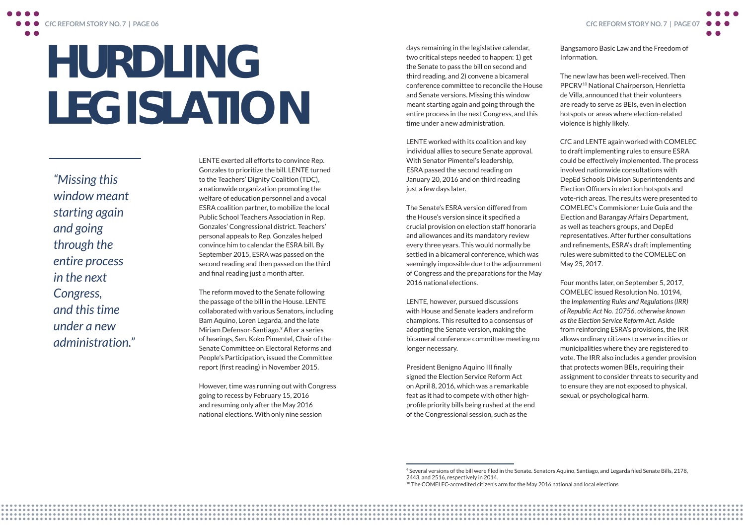# HURDLING LEGISLATION

*"Missing this window meant starting again and going through the entire process in the next Congress, and this time under a new administration."*

LENTE exerted all efforts to convince Rep. Gonzales to prioritize the bill. LENTE turned to the Teachers' Dignity Coalition (TDC), a nationwide organization promoting the welfare of education personnel and a vocal ESRA coalition partner, to mobilize the local Public School Teachers Association in Rep. Gonzales' Congressional district. Teachers' personal appeals to Rep. Gonzales helped convince him to calendar the ESRA bill. By September 2015, ESRA was passed on the second reading and then passed on the third and final reading just a month after.

The reform moved to the Senate following the passage of the bill in the House. LENTE collaborated with various Senators, including Bam Aquino, Loren Legarda, and the late Miriam Defensor-Santiago.[9] After a series of hearings, Sen. Koko Pimentel, Chair of the Senate Committee on Electoral Reforms and People's Participation, issued the Committee report (first reading) in November 2015.

However, time was running out with Congress going to recess by February 15, 2016 and resuming only after the May 2016 national elections. With only nine session days remaining in the legislative calendar, two critical steps needed to happen: 1) get the Senate to pass the bill on second and third reading, and 2) convene a bicameral conference committee to reconcile the House and Senate versions. Missing this window meant starting again and going through the entire process in the next Congress, and this time under a new administration.

LENTE worked with its coalition and key individual allies to secure Senate approval. With Senator Pimentel's leadership, ESRA passed the second reading on January 20, 2016 and on third reading just a few days later.

The Senate's ESRA version differed from the House's version since it specified a crucial provision on election staff honoraria and allowances and its mandatory review every three years. This would normally be settled in a bicameral conference, which was seemingly impossible due to the adjournment of Congress and the preparations for the May 2016 national elections.

LENTE, however, pursued discussions with House and Senate leaders and reform champions. This resulted to a consensus of adopting the Senate version, making the bicameral conference committee meeting no longer necessary.

President Benigno Aquino III finally signed the Election Service Reform Act on April 8, 2016, which was a remarkable feat as it had to compete with other high-profile priority bills being rushed at the end of the Congressional session, such as the Bangsamoro Basic Law and the Freedom of Information.

The new law has been well-received. Then PPCRV[10] National Chairperson, Henrietta de Villa, announced that their volunteers are ready to serve as BEIs, even in election hotspots or areas where election-related violence is highly likely.

CfC and LENTE again worked with COMELEC to draft implementing rules to ensure ESRA could be effectively implemented. The process involved nationwide consultations with DepEd Schools Division Superintendents and Election Officers in election hotspots and vote-rich areas. The results were presented to COMELEC's Commisioner Luie Guia and the Election and Barangay Affairs Department, as well as teachers groups, and DepEd representatives. After further consultations and refinements, ESRA's draft implementing rules were submitted to the COMELEC on May 25, 2017.

Four months later, on September 5, 2017, COMELEC issued Resolution No. 10194, the *Implementing Rules and Regulations (IRR) of Republic Act No. 10756, otherwise known as the Election Service Reform Act.* Aside from reinforcing ESRA's provisions, the IRR allows ordinary citizens to serve in cities or municipalities where they are registered to vote. The IRR also includes a gender provision that protects women BEIs, requiring their assignment to consider threats to security and to ensure they are not exposed to physical, sexual, or psychological harm.

---

[9] Several versions of the bill were filed in the Senate. Senators Aquino, Santiago, and Legarda filed Senate Bills, 2178, 2443, and 2516, respectively in 2014.

[10] The COMELEC-accredited citizen's arm for the May 2016 national and local elections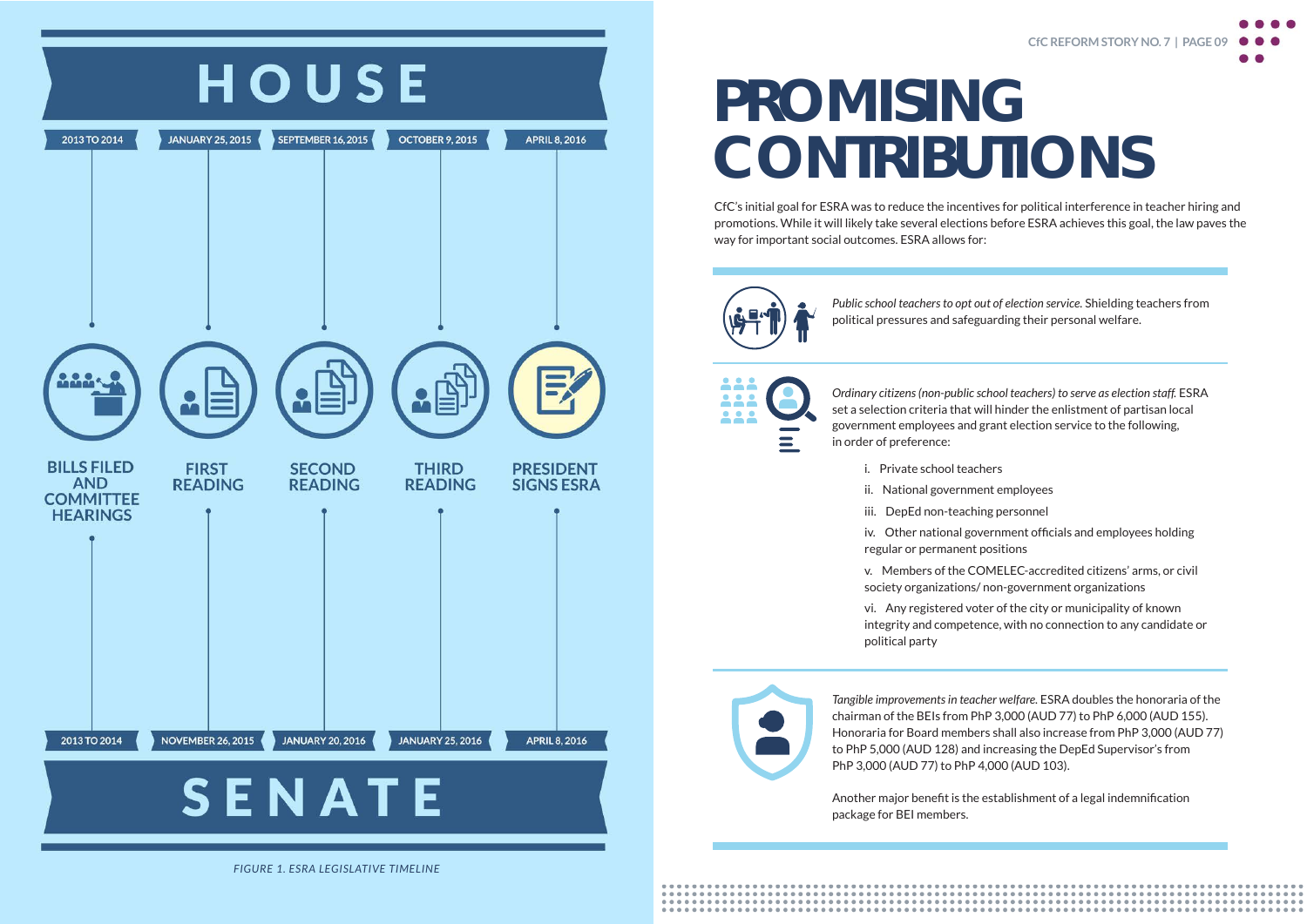# HOUSE

| Stage | House | Senate |
|---|---|---|
| BILLS FILED AND COMMITTEE HEARINGS | 2013 TO 2014 | 2013 TO 2014 |
| FIRST READING | JANUARY 25, 2015 | NOVEMBER 26, 2015 |
| SECOND READING | SEPTEMBER 16, 2015 | JANUARY 20, 2016 |
| THIRD READING | OCTOBER 9, 2015 | JANUARY 25, 2016 |
| PRESIDENT SIGNS ESRA | APRIL 8, 2016 | APRIL 8, 2016 |

# SENATE

*FIGURE 1. ESRA LEGISLATIVE TIMELINE*

# PROMISING CONTRIBUTIONS

CfC's initial goal for ESRA was to reduce the incentives for political interference in teacher hiring and promotions. While it will likely take several elections before ESRA achieves this goal, the law paves the way for important social outcomes. ESRA allows for:

*Public school teachers to opt out of election service.* Shielding teachers from political pressures and safeguarding their personal welfare.

*Ordinary citizens (non-public school teachers) to serve as election staff.* ESRA set a selection criteria that will hinder the enlistment of partisan local government employees and grant election service to the following, in order of preference:

i. Private school teachers

ii. National government employees

iii. DepEd non-teaching personnel

iv. Other national government officials and employees holding regular or permanent positions

v. Members of the COMELEC-accredited citizens' arms, or civil society organizations/ non-government organizations

vi. Any registered voter of the city or municipality of known integrity and competence, with no connection to any candidate or political party

*Tangible improvements in teacher welfare.* ESRA doubles the honoraria of the chairman of the BEIs from PhP 3,000 (AUD 77) to PhP 6,000 (AUD 155). Honoraria for Board members shall also increase from PhP 3,000 (AUD 77) to PhP 5,000 (AUD 128) and increasing the DepEd Supervisor's from PhP 3,000 (AUD 77) to PhP 4,000 (AUD 103).

Another major benefit is the establishment of a legal indemnification package for BEI members.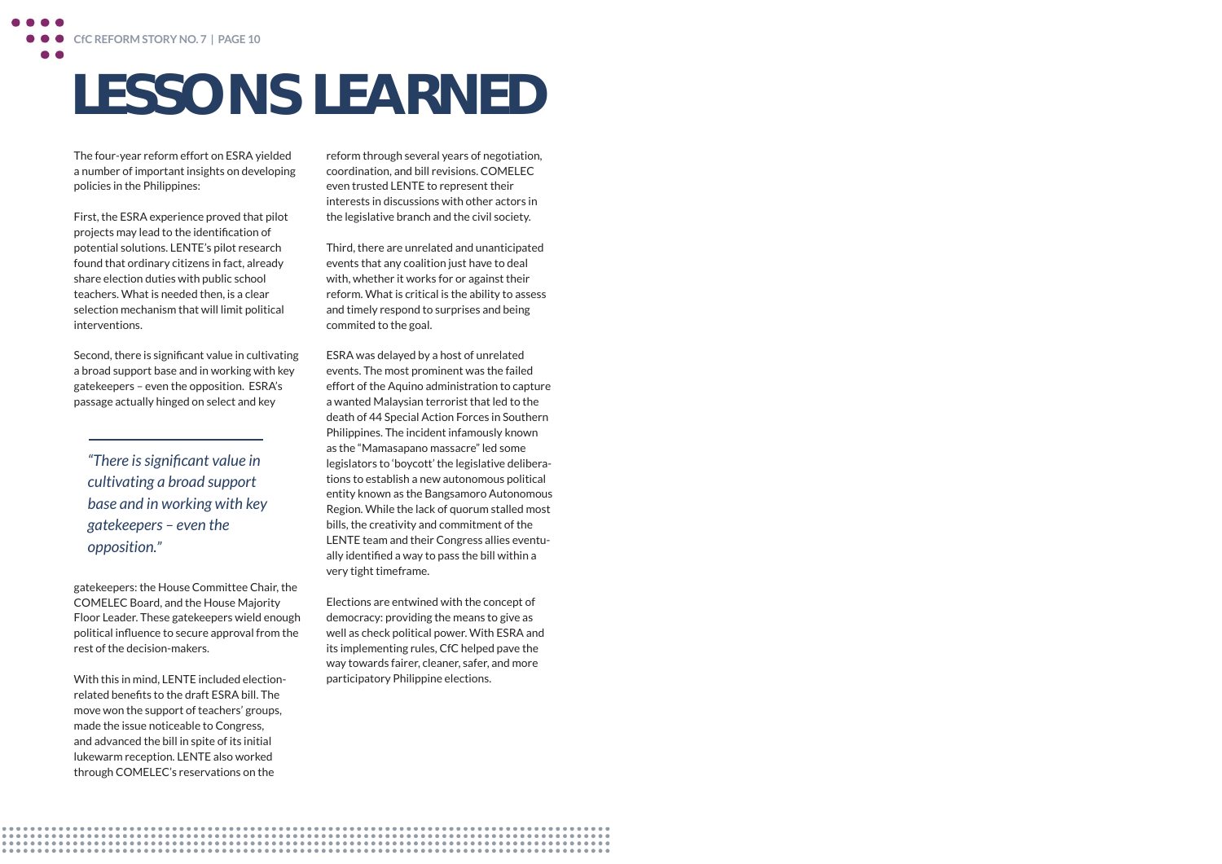// LESSONS LEARNED

# LESSONS LEARNED

The four-year reform effort on ESRA yielded a number of important insights on developing policies in the Philippines:

First, the ESRA experience proved that pilot projects may lead to the identification of potential solutions. LENTE's pilot research found that ordinary citizens in fact, already share election duties with public school teachers. What is needed then, is a clear selection mechanism that will limit political interventions.

Second, there is significant value in cultivating a broad support base and in working with key gatekeepers – even the opposition. ESRA's passage actually hinged on select and key gatekeepers: the House Committee Chair, the COMELEC Board, and the House Majority Floor Leader. These gatekeepers wield enough political influence to secure approval from the rest of the decision-makers.

> *"There is significant value in cultivating a broad support base and in working with key gatekeepers – even the opposition."*

With this in mind, LENTE included election-related benefits to the draft ESRA bill. The move won the support of teachers' groups, made the issue noticeable to Congress, and advanced the bill in spite of its initial lukewarm reception. LENTE also worked through COMELEC's reservations on the reform through several years of negotiation, coordination, and bill revisions. COMELEC even trusted LENTE to represent their interests in discussions with other actors in the legislative branch and the civil society.

Third, there are unrelated and unanticipated events that any coalition just have to deal with, whether it works for or against their reform. What is critical is the ability to assess and timely respond to surprises and being commited to the goal.

ESRA was delayed by a host of unrelated events. The most prominent was the failed effort of the Aquino administration to capture a wanted Malaysian terrorist that led to the death of 44 Special Action Forces in Southern Philippines. The incident infamously known as the "Mamasapano massacre" led some legislators to 'boycott' the legislative deliberations to establish a new autonomous political entity known as the Bangsamoro Autonomous Region. While the lack of quorum stalled most bills, the creativity and commitment of the LENTE team and their Congress allies eventually identified a way to pass the bill within a very tight timeframe.

Elections are entwined with the concept of democracy: providing the means to give as well as check political power. With ESRA and its implementing rules, CfC helped pave the way towards fairer, cleaner, safer, and more participatory Philippine elections.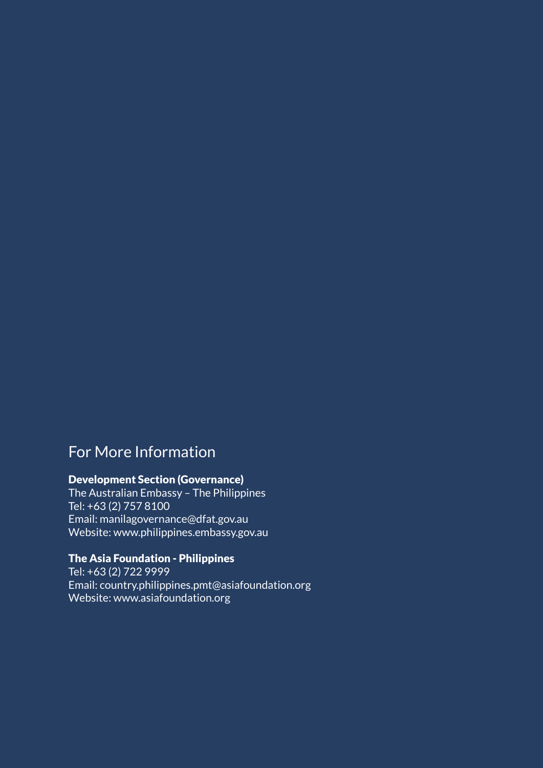## For More Information

**Development Section (Governance)**
The Australian Embassy – The Philippines
Tel: +63 (2) 757 8100
Email: manilagovernance@dfat.gov.au
Website: www.philippines.embassy.gov.au

**The Asia Foundation - Philippines**
Tel: +63 (2) 722 9999
Email: country.philippines.pmt@asiafoundation.org
Website: www.asiafoundation.org